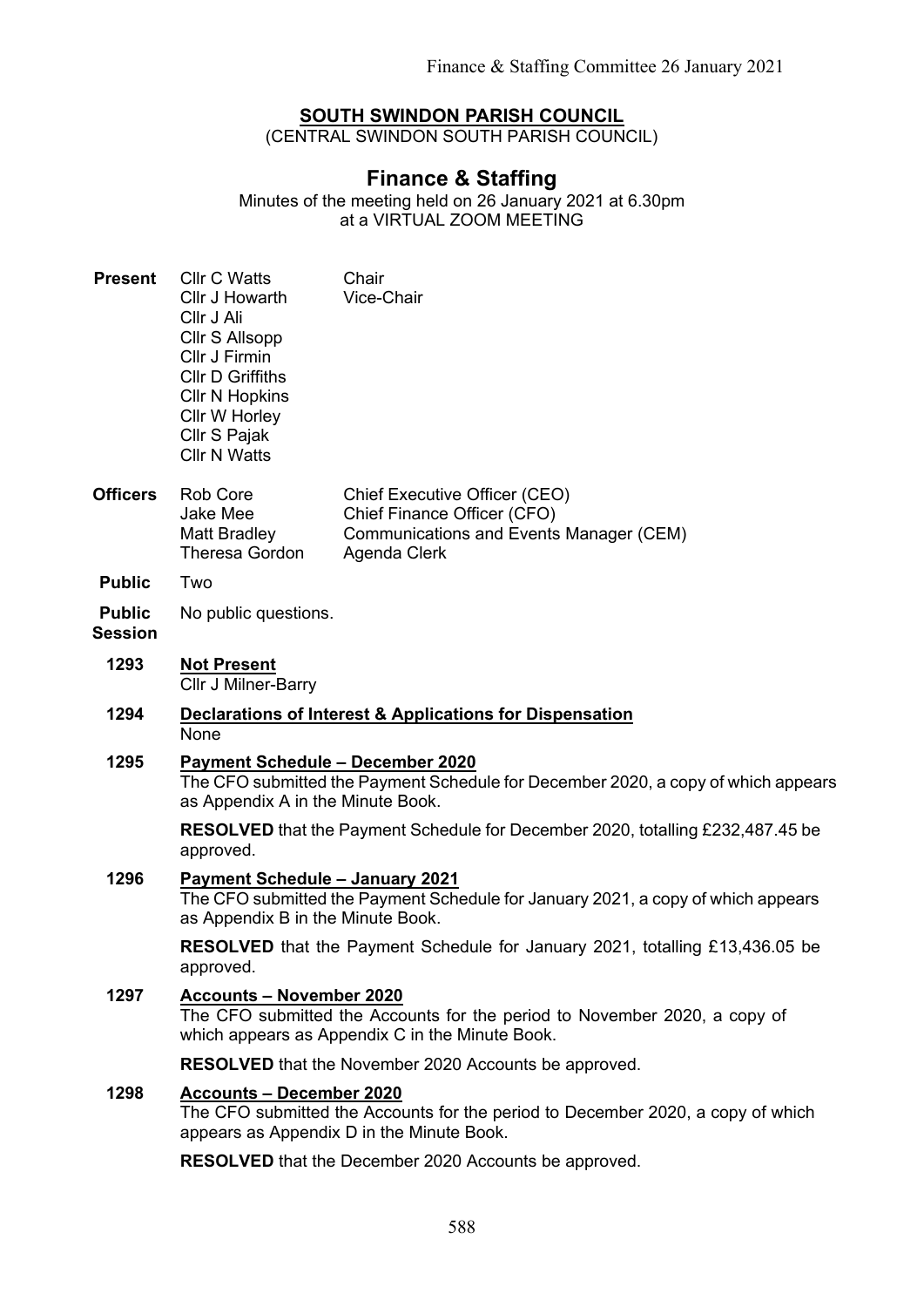# SOUTH SWINDON PARISH COUNCIL

(CENTRAL SWINDON SOUTH PARISH COUNCIL)

## Finance & Staffing

Minutes of the meeting held on 26 January 2021 at 6.30pm
at a VIRTUAL ZOOM MEETING

| | | |
|---|---|---|
| **Present** | Cllr C Watts | Chair |
| | Cllr J Howarth | Vice-Chair |
| | Cllr J Ali | |
| | Cllr S Allsopp | |
| | Cllr J Firmin | |
| | Cllr D Griffiths | |
| | Cllr N Hopkins | |
| | Cllr W Horley | |
| | Cllr S Pajak | |
| | Cllr N Watts | |
| **Officers** | Rob Core | Chief Executive Officer (CEO) |
| | Jake Mee | Chief Finance Officer (CFO) |
| | Matt Bradley | Communications and Events Manager (CEM) |
| | Theresa Gordon | Agenda Clerk |
| **Public** | Two | |
| **Public Session** | No public questions. | |

**1293 Not Present**

Cllr J Milner-Barry

**1294 Declarations of Interest & Applications for Dispensation**

None

**1295 Payment Schedule – December 2020**

The CFO submitted the Payment Schedule for December 2020, a copy of which appears as Appendix A in the Minute Book.

**RESOLVED** that the Payment Schedule for December 2020, totalling £232,487.45 be approved.

**1296 Payment Schedule – January 2021**

The CFO submitted the Payment Schedule for January 2021, a copy of which appears as Appendix B in the Minute Book.

**RESOLVED** that the Payment Schedule for January 2021, totalling £13,436.05 be approved.

**1297 Accounts – November 2020**

The CFO submitted the Accounts for the period to November 2020, a copy of which appears as Appendix C in the Minute Book.

**RESOLVED** that the November 2020 Accounts be approved.

**1298 Accounts – December 2020**

The CFO submitted the Accounts for the period to December 2020, a copy of which appears as Appendix D in the Minute Book.

**RESOLVED** that the December 2020 Accounts be approved.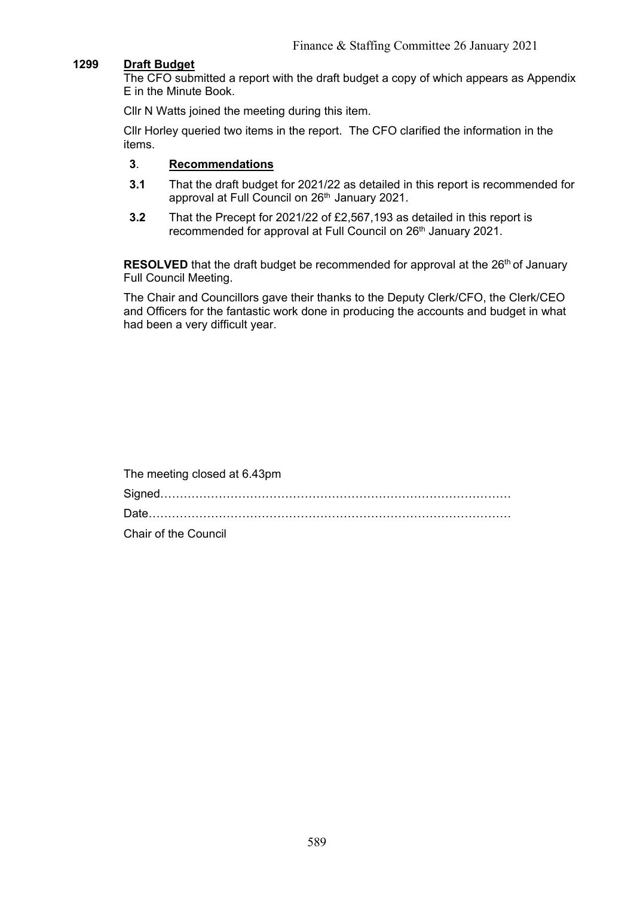**1299 Draft Budget**

The CFO submitted a report with the draft budget a copy of which appears as Appendix E in the Minute Book.

Cllr N Watts joined the meeting during this item.

Cllr Horley queried two items in the report. The CFO clarified the information in the items.

**3. Recommendations**

**3.1** That the draft budget for 2021/22 as detailed in this report is recommended for approval at Full Council on 26th January 2021.

**3.2** That the Precept for 2021/22 of £2,567,193 as detailed in this report is recommended for approval at Full Council on 26th January 2021.

**RESOLVED** that the draft budget be recommended for approval at the 26th of January Full Council Meeting.

The Chair and Councillors gave their thanks to the Deputy Clerk/CFO, the Clerk/CEO and Officers for the fantastic work done in producing the accounts and budget in what had been a very difficult year.

The meeting closed at 6.43pm

Signed………………………………………………………………………………

Date…………………………………………………………………………………

Chair of the Council